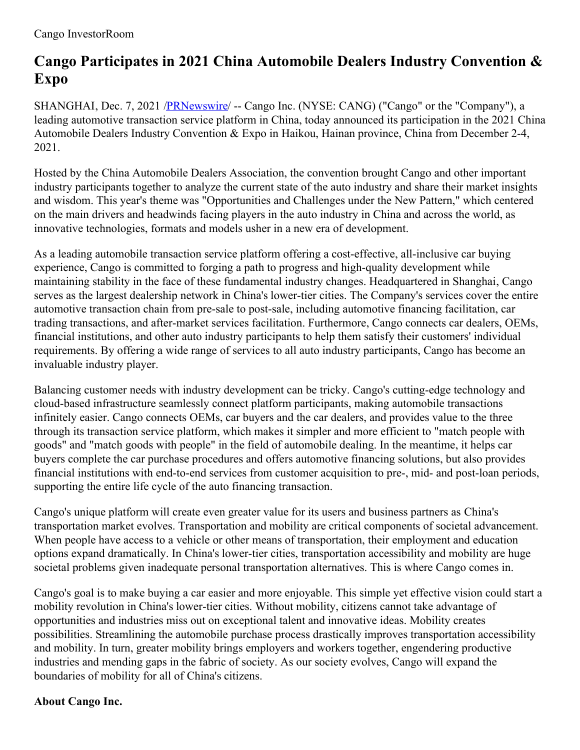Cango InvestorRoom

# Cango Participates in 2021 China Automobile Dealers Industry Convention & Expo

SHANGHAI, Dec. 7, 2021 /[PRNewswire](#)/ -- Cango Inc. (NYSE: CANG) ("Cango" or the "Company"), a leading automotive transaction service platform in China, today announced its participation in the 2021 China Automobile Dealers Industry Convention & Expo in Haikou, Hainan province, China from December 2-4, 2021.

Hosted by the China Automobile Dealers Association, the convention brought Cango and other important industry participants together to analyze the current state of the auto industry and share their market insights and wisdom. This year's theme was "Opportunities and Challenges under the New Pattern," which centered on the main drivers and headwinds facing players in the auto industry in China and across the world, as innovative technologies, formats and models usher in a new era of development.

As a leading automobile transaction service platform offering a cost-effective, all-inclusive car buying experience, Cango is committed to forging a path to progress and high-quality development while maintaining stability in the face of these fundamental industry changes. Headquartered in Shanghai, Cango serves as the largest dealership network in China's lower-tier cities. The Company's services cover the entire automotive transaction chain from pre-sale to post-sale, including automotive financing facilitation, car trading transactions, and after-market services facilitation. Furthermore, Cango connects car dealers, OEMs, financial institutions, and other auto industry participants to help them satisfy their customers' individual requirements. By offering a wide range of services to all auto industry participants, Cango has become an invaluable industry player.

Balancing customer needs with industry development can be tricky. Cango's cutting-edge technology and cloud-based infrastructure seamlessly connect platform participants, making automobile transactions infinitely easier. Cango connects OEMs, car buyers and the car dealers, and provides value to the three through its transaction service platform, which makes it simpler and more efficient to "match people with goods" and "match goods with people" in the field of automobile dealing. In the meantime, it helps car buyers complete the car purchase procedures and offers automotive financing solutions, but also provides financial institutions with end-to-end services from customer acquisition to pre-, mid- and post-loan periods, supporting the entire life cycle of the auto financing transaction.

Cango's unique platform will create even greater value for its users and business partners as China's transportation market evolves. Transportation and mobility are critical components of societal advancement. When people have access to a vehicle or other means of transportation, their employment and education options expand dramatically. In China's lower-tier cities, transportation accessibility and mobility are huge societal problems given inadequate personal transportation alternatives. This is where Cango comes in.

Cango's goal is to make buying a car easier and more enjoyable. This simple yet effective vision could start a mobility revolution in China's lower-tier cities. Without mobility, citizens cannot take advantage of opportunities and industries miss out on exceptional talent and innovative ideas. Mobility creates possibilities. Streamlining the automobile purchase process drastically improves transportation accessibility and mobility. In turn, greater mobility brings employers and workers together, engendering productive industries and mending gaps in the fabric of society. As our society evolves, Cango will expand the boundaries of mobility for all of China's citizens.

**About Cango Inc.**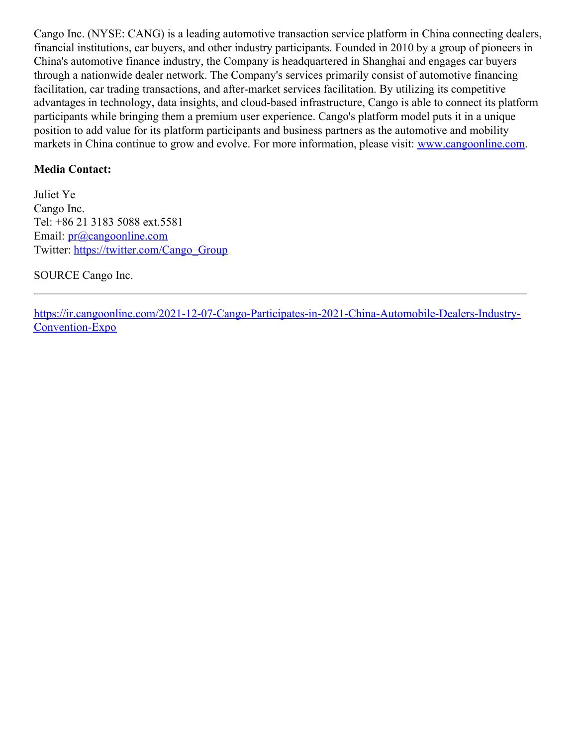Cango Inc. (NYSE: CANG) is a leading automotive transaction service platform in China connecting dealers, financial institutions, car buyers, and other industry participants. Founded in 2010 by a group of pioneers in China's automotive finance industry, the Company is headquartered in Shanghai and engages car buyers through a nationwide dealer network. The Company's services primarily consist of automotive financing facilitation, car trading transactions, and after-market services facilitation. By utilizing its competitive advantages in technology, data insights, and cloud-based infrastructure, Cango is able to connect its platform participants while bringing them a premium user experience. Cango's platform model puts it in a unique position to add value for its platform participants and business partners as the automotive and mobility markets in China continue to grow and evolve. For more information, please visit: [www.cangoonline.com](www.cangoonline.com).

**Media Contact:**

Juliet Ye
Cango Inc.
Tel: +86 21 3183 5088 ext.5581
Email: [pr@cangoonline.com](mailto:pr@cangoonline.com)
Twitter: [https://twitter.com/Cango_Group](https://twitter.com/Cango_Group)

SOURCE Cango Inc.

---

[https://ir.cangoonline.com/2021-12-07-Cango-Participates-in-2021-China-Automobile-Dealers-Industry-Convention-Expo](https://ir.cangoonline.com/2021-12-07-Cango-Participates-in-2021-China-Automobile-Dealers-Industry-Convention-Expo)